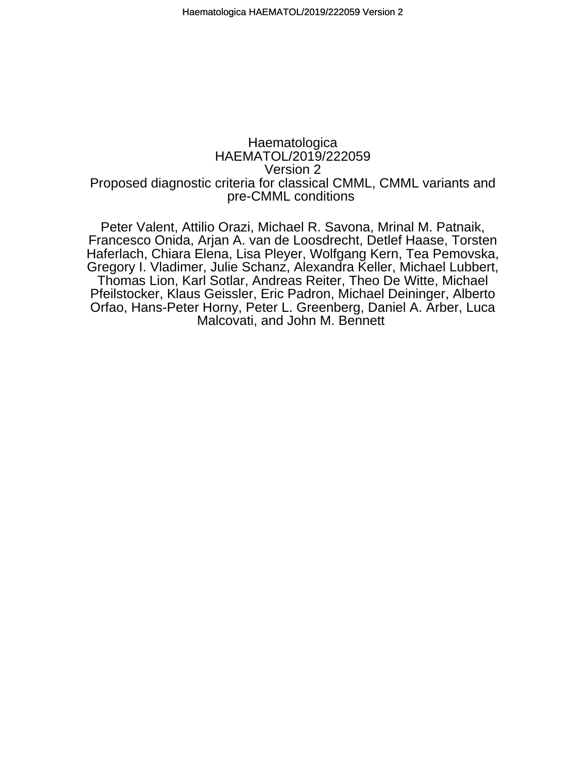Haematologica
HAEMATOL/2019/222059
Version 2

# Proposed diagnostic criteria for classical CMML, CMML variants and pre-CMML conditions

Peter Valent, Attilio Orazi, Michael R. Savona, Mrinal M. Patnaik, Francesco Onida, Arjan A. van de Loosdrecht, Detlef Haase, Torsten Haferlach, Chiara Elena, Lisa Pleyer, Wolfgang Kern, Tea Pemovska, Gregory I. Vladimer, Julie Schanz, Alexandra Keller, Michael Lubbert, Thomas Lion, Karl Sotlar, Andreas Reiter, Theo De Witte, Michael Pfeilstocker, Klaus Geissler, Eric Padron, Michael Deininger, Alberto Orfao, Hans-Peter Horny, Peter L. Greenberg, Daniel A. Arber, Luca Malcovati, and John M. Bennett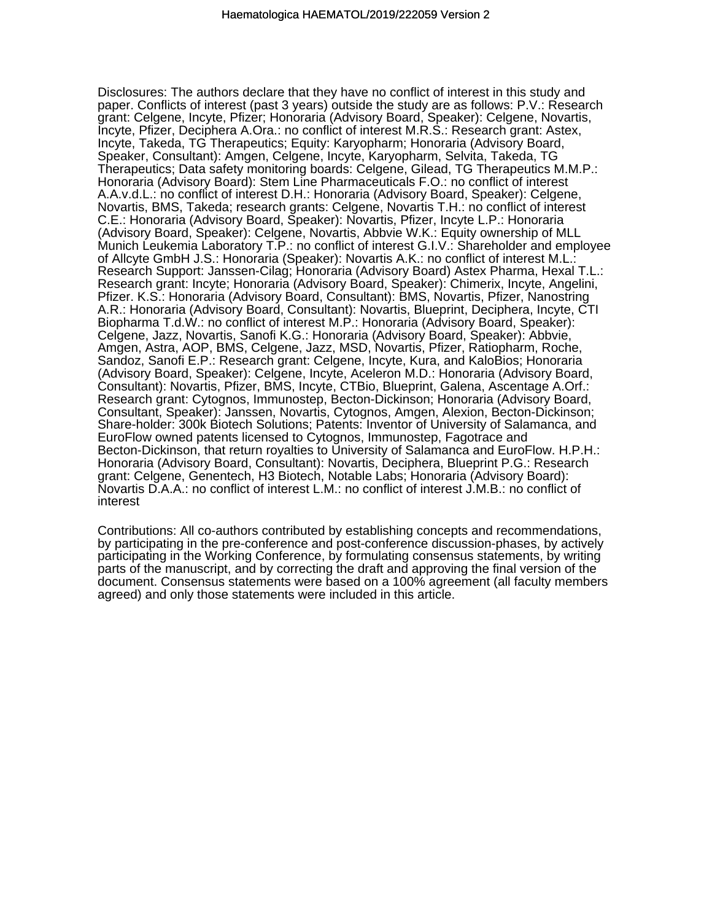Disclosures: The authors declare that they have no conflict of interest in this study and paper. Conflicts of interest (past 3 years) outside the study are as follows: P.V.: Research grant: Celgene, Incyte, Pfizer; Honoraria (Advisory Board, Speaker): Celgene, Novartis, Incyte, Pfizer, Deciphera A.Ora.: no conflict of interest M.R.S.: Research grant: Astex, Incyte, Takeda, TG Therapeutics; Equity: Karyopharm; Honoraria (Advisory Board, Speaker, Consultant): Amgen, Celgene, Incyte, Karyopharm, Selvita, Takeda, TG Therapeutics; Data safety monitoring boards: Celgene, Gilead, TG Therapeutics M.M.P.: Honoraria (Advisory Board): Stem Line Pharmaceuticals F.O.: no conflict of interest A.A.v.d.L.: no conflict of interest D.H.: Honoraria (Advisory Board, Speaker): Celgene, Novartis, BMS, Takeda; research grants: Celgene, Novartis T.H.: no conflict of interest C.E.: Honoraria (Advisory Board, Speaker): Novartis, Pfizer, Incyte L.P.: Honoraria (Advisory Board, Speaker): Celgene, Novartis, Abbvie W.K.: Equity ownership of MLL Munich Leukemia Laboratory T.P.: no conflict of interest G.I.V.: Shareholder and employee of Allcyte GmbH J.S.: Honoraria (Speaker): Novartis A.K.: no conflict of interest M.L.: Research Support: Janssen-Cilag; Honoraria (Advisory Board) Astex Pharma, Hexal T.L.: Research grant: Incyte; Honoraria (Advisory Board, Speaker): Chimerix, Incyte, Angelini, Pfizer. K.S.: Honoraria (Advisory Board, Consultant): BMS, Novartis, Pfizer, Nanostring A.R.: Honoraria (Advisory Board, Consultant): Novartis, Blueprint, Deciphera, Incyte, CTI Biopharma T.d.W.: no conflict of interest M.P.: Honoraria (Advisory Board, Speaker): Celgene, Jazz, Novartis, Sanofi K.G.: Honoraria (Advisory Board, Speaker): Abbvie, Amgen, Astra, AOP, BMS, Celgene, Jazz, MSD, Novartis, Pfizer, Ratiopharm, Roche, Sandoz, Sanofi E.P.: Research grant: Celgene, Incyte, Kura, and KaloBios; Honoraria (Advisory Board, Speaker): Celgene, Incyte, Aceleron M.D.: Honoraria (Advisory Board, Consultant): Novartis, Pfizer, BMS, Incyte, CTBio, Blueprint, Galena, Ascentage A.Orf.: Research grant: Cytognos, Immunostep, Becton-Dickinson; Honoraria (Advisory Board, Consultant, Speaker): Janssen, Novartis, Cytognos, Amgen, Alexion, Becton-Dickinson; Share-holder: 300k Biotech Solutions; Patents: Inventor of University of Salamanca, and EuroFlow owned patents licensed to Cytognos, Immunostep, Fagotrace and Becton-Dickinson, that return royalties to University of Salamanca and EuroFlow. H.P.H.: Honoraria (Advisory Board, Consultant): Novartis, Deciphera, Blueprint P.G.: Research grant: Celgene, Genentech, H3 Biotech, Notable Labs; Honoraria (Advisory Board): Novartis D.A.A.: no conflict of interest L.M.: no conflict of interest J.M.B.: no conflict of interest

Contributions: All co-authors contributed by establishing concepts and recommendations, by participating in the pre-conference and post-conference discussion-phases, by actively participating in the Working Conference, by formulating consensus statements, by writing parts of the manuscript, and by correcting the draft and approving the final version of the document. Consensus statements were based on a 100% agreement (all faculty members agreed) and only those statements were included in this article.